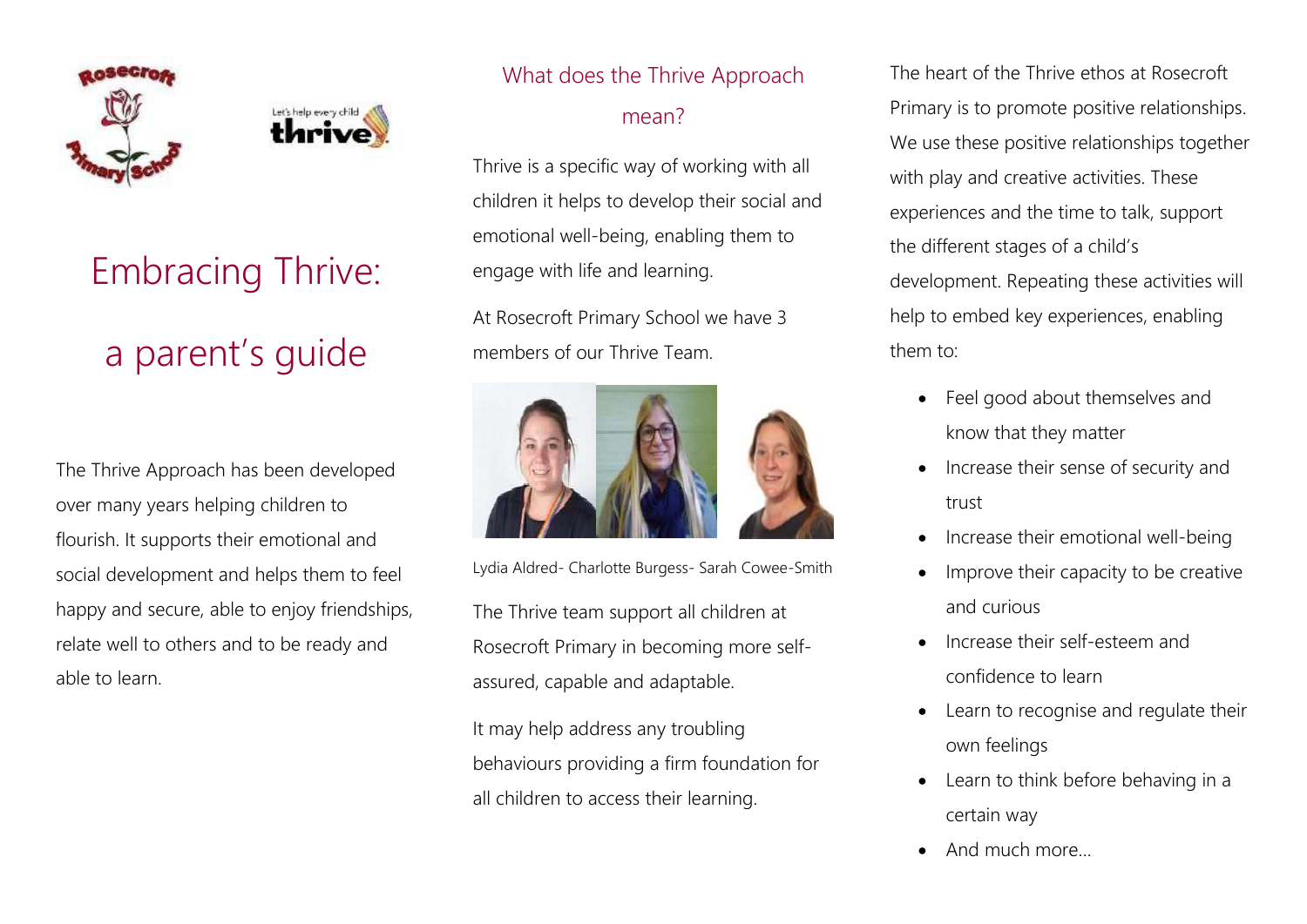# Embracing Thrive: a parent's guide

The Thrive Approach has been developed over many years helping children to flourish. It supports their emotional and social development and helps them to feel happy and secure, able to enjoy friendships, relate well to others and to be ready and able to learn.

## What does the Thrive Approach mean?

Thrive is a specific way of working with all children it helps to develop their social and emotional well-being, enabling them to engage with life and learning.

At Rosecroft Primary School we have 3 members of our Thrive Team.

Lydia Aldred- Charlotte Burgess- Sarah Cowee-Smith

The Thrive team support all children at Rosecroft Primary in becoming more self-assured, capable and adaptable.

It may help address any troubling behaviours providing a firm foundation for all children to access their learning.

The heart of the Thrive ethos at Rosecroft Primary is to promote positive relationships. We use these positive relationships together with play and creative activities. These experiences and the time to talk, support the different stages of a child's development. Repeating these activities will help to embed key experiences, enabling them to:

- Feel good about themselves and know that they matter
- Increase their sense of security and trust
- Increase their emotional well-being
- Improve their capacity to be creative and curious
- Increase their self-esteem and confidence to learn
- Learn to recognise and regulate their own feelings
- Learn to think before behaving in a certain way
- And much more…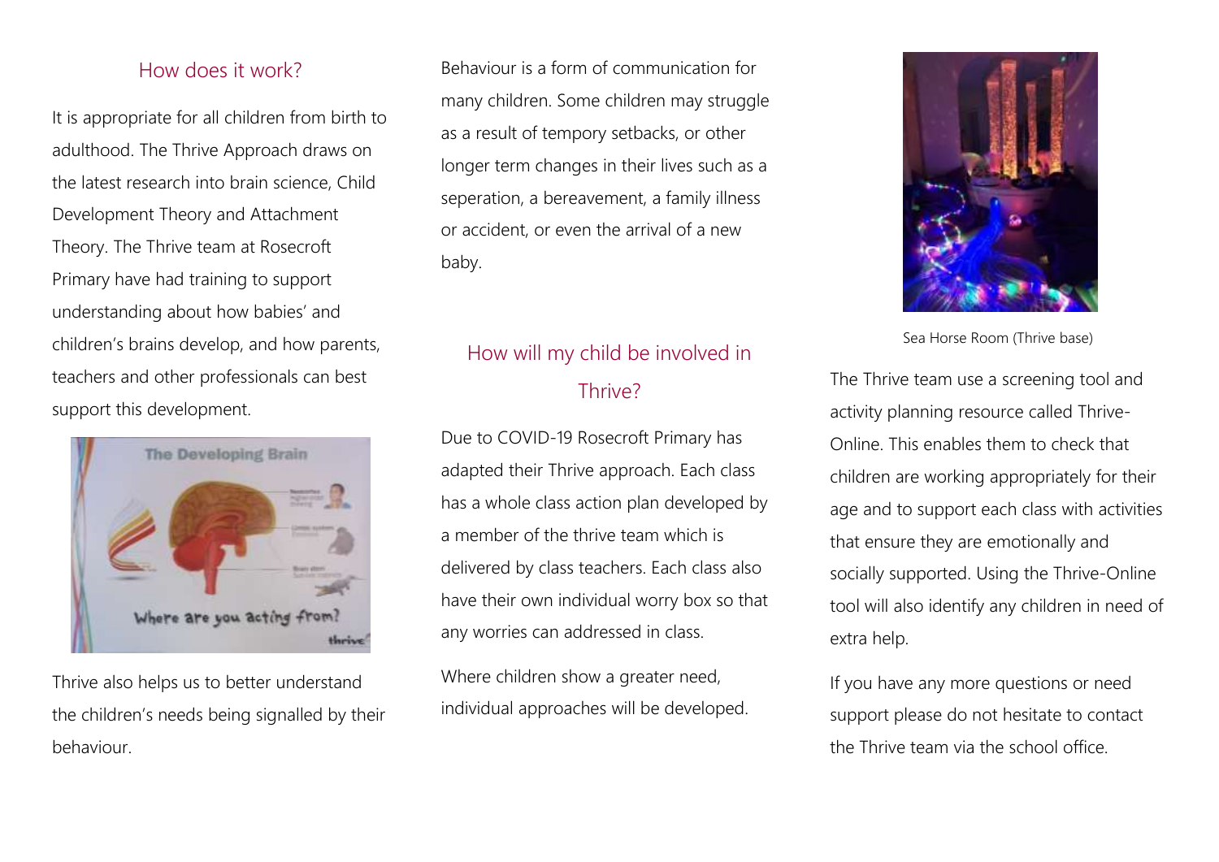## How does it work?

It is appropriate for all children from birth to adulthood. The Thrive Approach draws on the latest research into brain science, Child Development Theory and Attachment Theory. The Thrive team at Rosecroft Primary have had training to support understanding about how babies' and children's brains develop, and how parents, teachers and other professionals can best support this development.

Thrive also helps us to better understand the children's needs being signalled by their behaviour.

Behaviour is a form of communication for many children. Some children may struggle as a result of tempory setbacks, or other longer term changes in their lives such as a seperation, a bereavement, a family illness or accident, or even the arrival of a new baby.

## How will my child be involved in Thrive?

Due to COVID-19 Rosecroft Primary has adapted their Thrive approach. Each class has a whole class action plan developed by a member of the thrive team which is delivered by class teachers. Each class also have their own individual worry box so that any worries can addressed in class.

Where children show a greater need, individual approaches will be developed.

Sea Horse Room (Thrive base)

The Thrive team use a screening tool and activity planning resource called Thrive-Online. This enables them to check that children are working appropriately for their age and to support each class with activities that ensure they are emotionally and socially supported. Using the Thrive-Online tool will also identify any children in need of extra help.

If you have any more questions or need support please do not hesitate to contact the Thrive team via the school office.